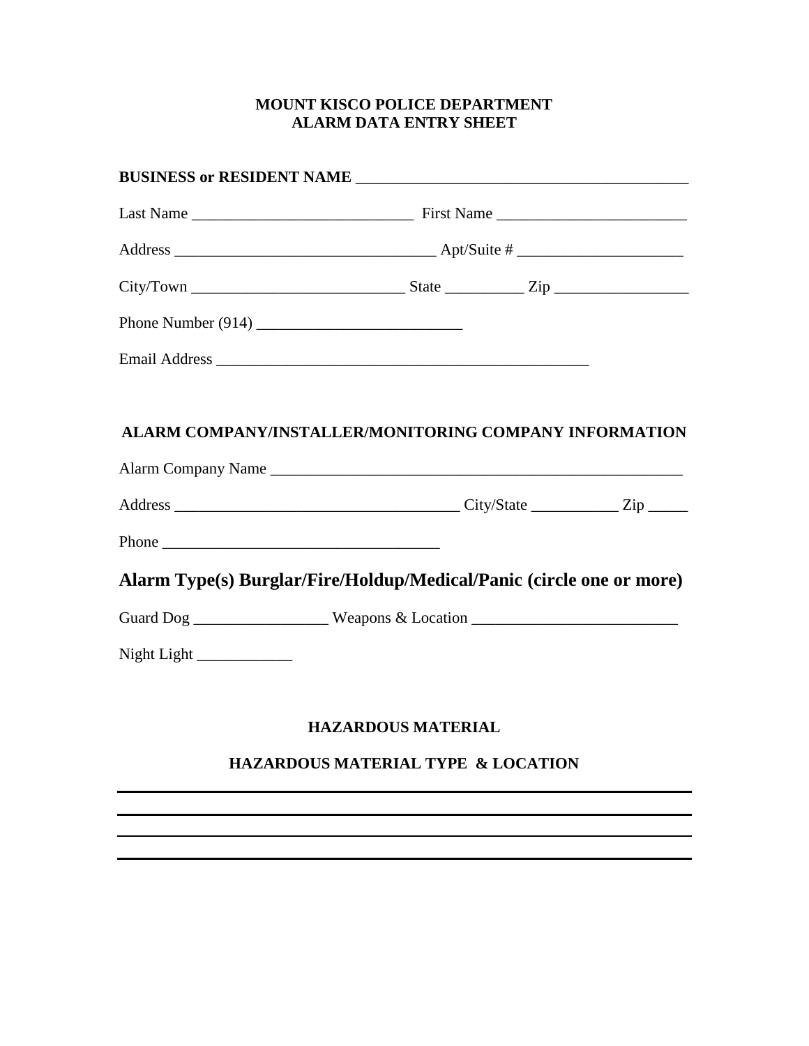**MOUNT KISCO POLICE DEPARTMENT**
**ALARM DATA ENTRY SHEET**

**BUSINESS or RESIDENT NAME** ________________________________________

Last Name ___________________________ First Name _______________________

Address ________________________________ Apt/Suite # ____________________

City/Town __________________________ State _________ Zip ________________

Phone Number (914) _________________________

Email Address ______________________________________________

**ALARM COMPANY/INSTALLER/MONITORING COMPANY INFORMATION**

Alarm Company Name ____________________________________________________

Address ___________________________________ City/State __________ Zip _____

Phone ___________________________________

**Alarm Type(s) Burglar/Fire/Holdup/Medical/Panic (circle one or more)**

Guard Dog ________________ Weapons & Location _________________________

Night Light ____________

**HAZARDOUS MATERIAL**

**HAZARDOUS MATERIAL TYPE & LOCATION**

______________________________________________________________________

______________________________________________________________________

______________________________________________________________________

______________________________________________________________________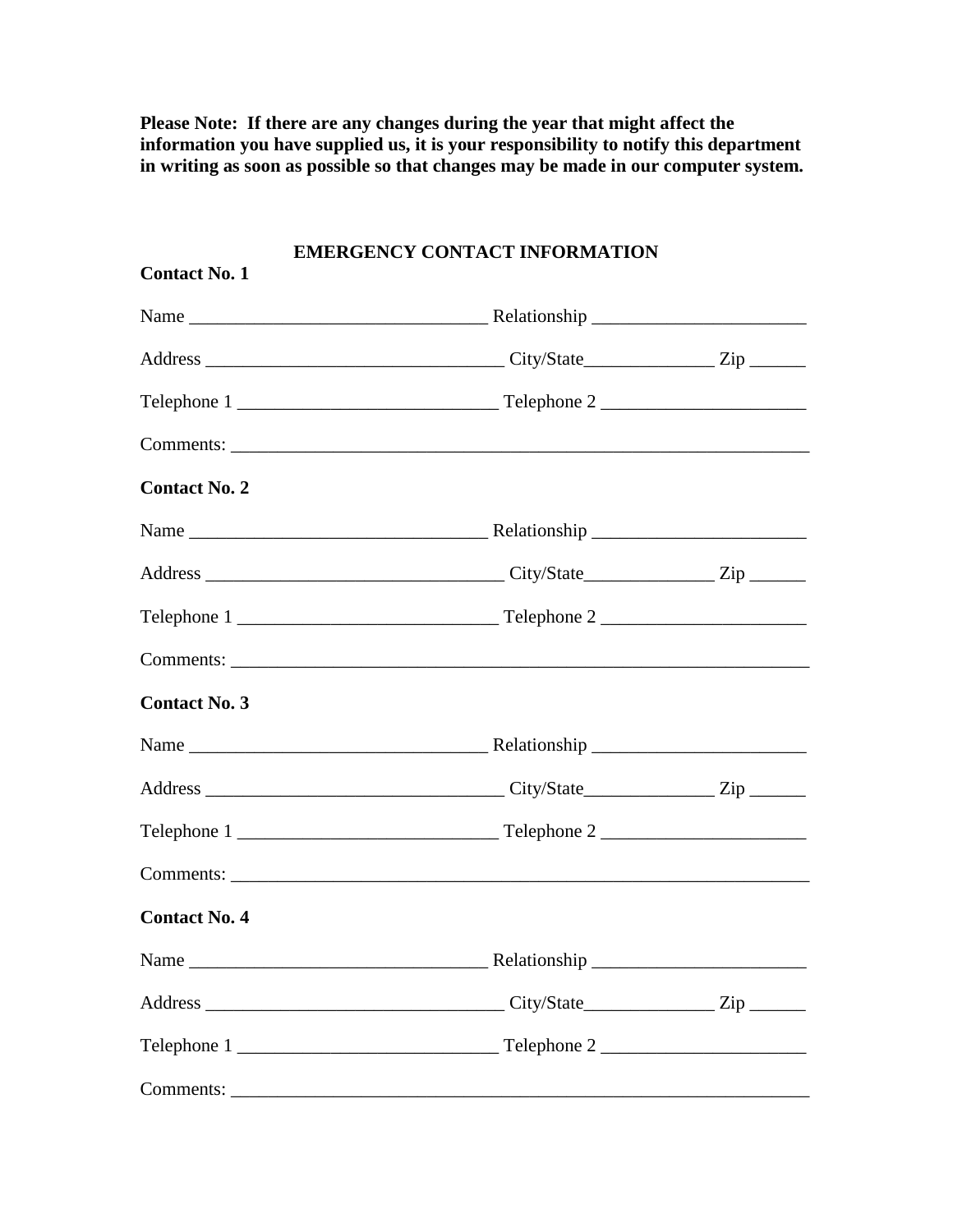**Please Note: If there are any changes during the year that might affect the information you have supplied us, it is your responsibility to notify this department in writing as soon as possible so that changes may be made in our computer system.**

## EMERGENCY CONTACT INFORMATION

**Contact No. 1**

Name ________________________________ Relationship _______________________

Address ________________________________ City/State______________ Zip ______

Telephone 1 ____________________________ Telephone 2 ______________________

Comments: ________________________________________________________________

**Contact No. 2**

Name ________________________________ Relationship _______________________

Address ________________________________ City/State______________ Zip ______

Telephone 1 ____________________________ Telephone 2 ______________________

Comments: ________________________________________________________________

**Contact No. 3**

Name ________________________________ Relationship _______________________

Address ________________________________ City/State______________ Zip ______

Telephone 1 ____________________________ Telephone 2 ______________________

Comments: ________________________________________________________________

**Contact No. 4**

Name ________________________________ Relationship _______________________

Address ________________________________ City/State______________ Zip ______

Telephone 1 ____________________________ Telephone 2 ______________________

Comments: ________________________________________________________________